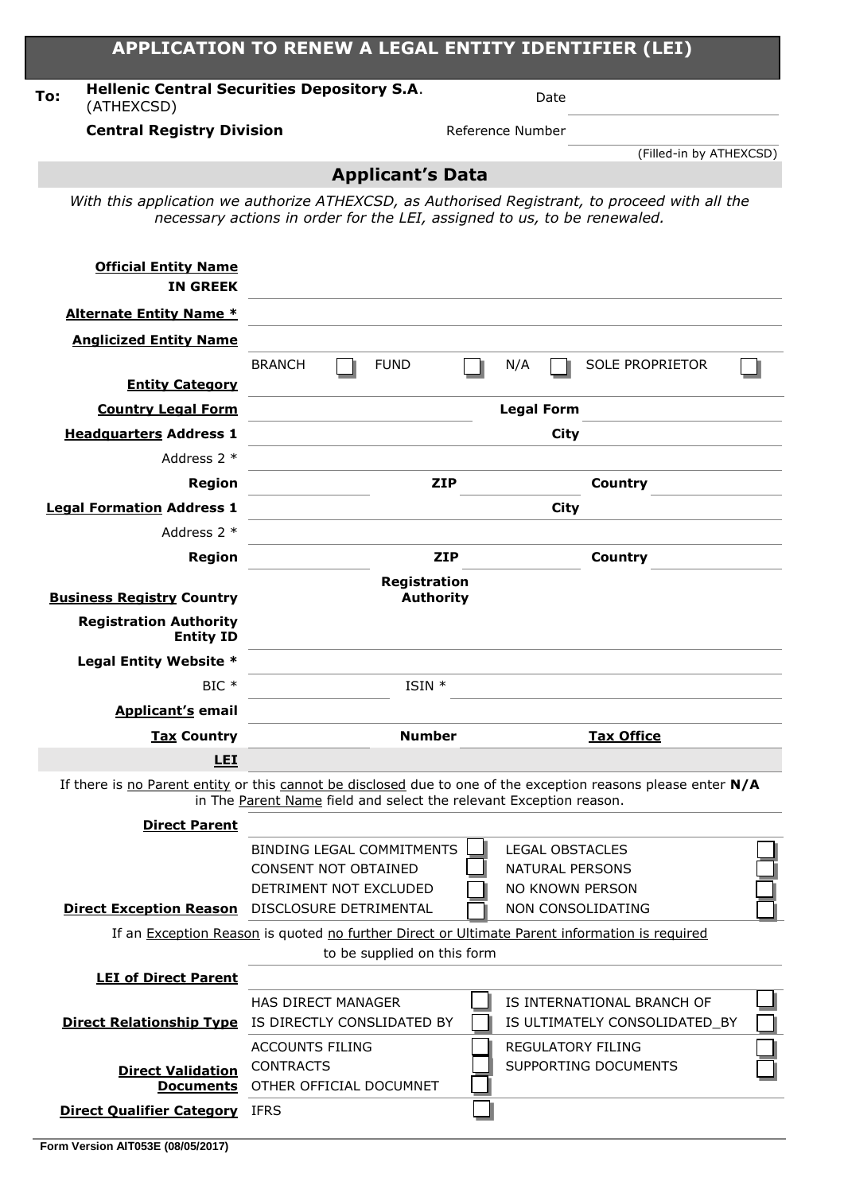# APPLICATION TO RENEW A LEGAL ENTITY IDENTIFIER (LEI)

**To:** **Hellenic Central Securities Depository S.A**. (ATHEXCSD)

**Central Registry Division**

Date ____________________

Reference Number ____________________

(Filled-in by ATHEXCSD)

## Applicant's Data

*With this application we authorize ATHEXCSD, as Authorised Registrant, to proceed with all the necessary actions in order for the LEI, assigned to us, to be renewaled.*

| | |
|---|---|
| **Official Entity Name IN GREEK** | |
| **Alternate Entity Name *** | |
| **Anglicized Entity Name** | |
| **Entity Category** | BRANCH ☐ FUND ☐ N/A ☐ SOLE PROPRIETOR ☐ |
| **Country Legal Form** | **Legal Form** |
| **Headquarters Address 1** | **City** |
| Address 2 * | |
| **Region** | **ZIP** **Country** |
| **Legal Formation Address 1** | **City** |
| Address 2 * | |
| **Region** | **ZIP** **Country** |
| **Business Registry Country** | **Registration Authority** |
| **Registration Authority Entity ID** | |
| **Legal Entity Website *** | |
| BIC * | ISIN * |
| **Applicant's email** | |
| **Tax Country** | **Number** **Tax Office** |
| **LEI** | |

If there is no Parent entity or this cannot be disclosed due to one of the exception reasons please enter **N/A** in The Parent Name field and select the relevant Exception reason.

| | |
|---|---|
| **Direct Parent** | |
| **Direct Exception Reason** | BINDING LEGAL COMMITMENTS ☐ LEGAL OBSTACLES ☐<br>CONSENT NOT OBTAINED ☐ NATURAL PERSONS ☐<br>DETRIMENT NOT EXCLUDED ☐ NO KNOWN PERSON ☐<br>DISCLOSURE DETRIMENTAL ☐ NON CONSOLIDATING ☐ |

If an Exception Reason is quoted no further Direct or Ultimate Parent information is required to be supplied on this form

| | |
|---|---|
| **LEI of Direct Parent** | |
| **Direct Relationship Type** | HAS DIRECT MANAGER ☐ IS INTERNATIONAL BRANCH OF ☐<br>IS DIRECTLY CONSLIDATED BY ☐ IS ULTIMATELY CONSOLIDATED_BY ☐ |
| **Direct Validation Documents** | ACCOUNTS FILING ☐ REGULATORY FILING ☐<br>CONTRACTS ☐ SUPPORTING DOCUMENTS ☐<br>OTHER OFFICIAL DOCUMNET ☐ |
| **Direct Qualifier Category** | IFRS ☐ |

Form Version AIT053E (08/05/2017)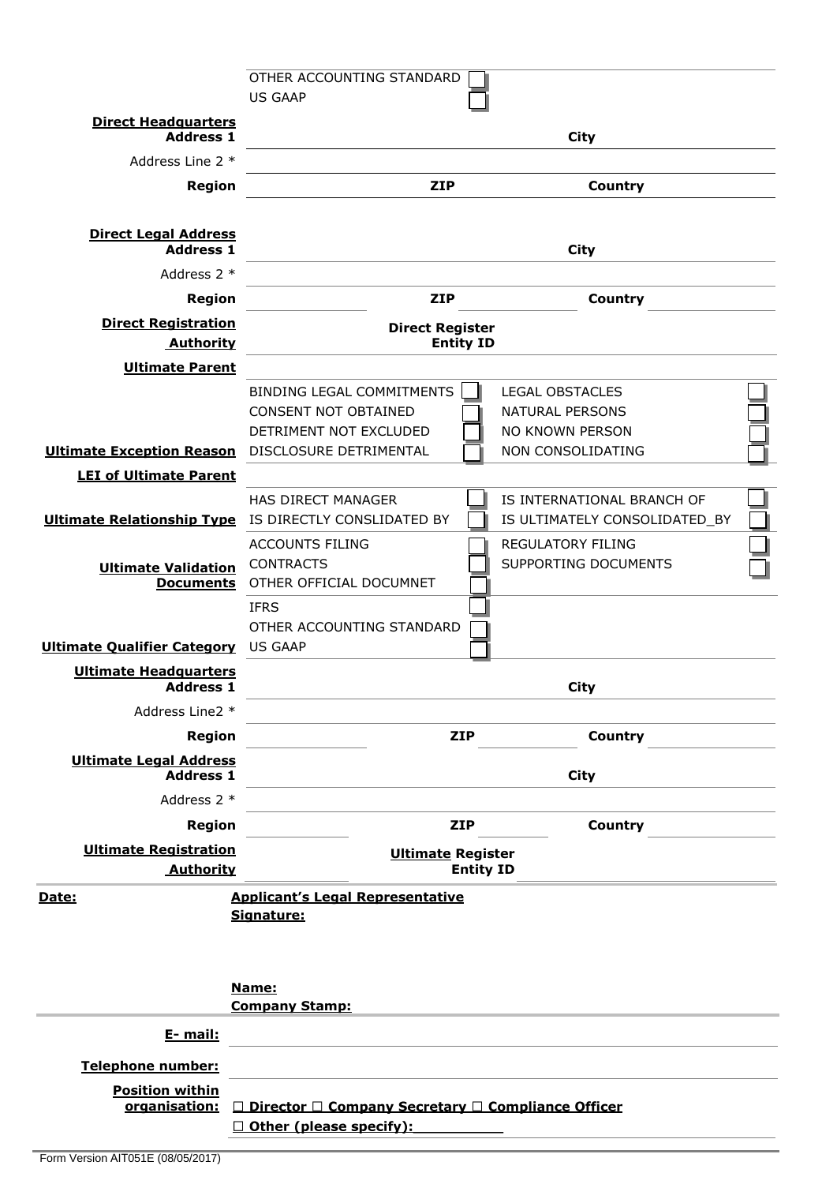| | | | |
|---|---|---|---|
| | OTHER ACCOUNTING STANDARD ☐ | | |
| | US GAAP ☐ | | |
| **Direct Headquarters Address 1** | | **City** | |
| Address Line 2 * | | | |
| **Region** | **ZIP** | **Country** | |
| **Direct Legal Address Address 1** | | **City** | |
| Address 2 * | | | |
| **Region** | **ZIP** | **Country** | |
| **Direct Registration Authority** | **Direct Register Entity ID** | | |
| **Ultimate Parent** | | | |
| **Ultimate Exception Reason** | BINDING LEGAL COMMITMENTS ☐ | LEGAL OBSTACLES ☐ | |
| | CONSENT NOT OBTAINED ☐ | NATURAL PERSONS ☐ | |
| | DETRIMENT NOT EXCLUDED ☐ | NO KNOWN PERSON ☐ | |
| | DISCLOSURE DETRIMENTAL ☐ | NON CONSOLIDATING ☐ | |
| **LEI of Ultimate Parent** | | | |
| **Ultimate Relationship Type** | HAS DIRECT MANAGER ☐ | IS INTERNATIONAL BRANCH OF ☐ | |
| | IS DIRECTLY CONSLIDATED BY ☐ | IS ULTIMATELY CONSOLIDATED_BY ☐ | |
| **Ultimate Validation Documents** | ACCOUNTS FILING ☐ | REGULATORY FILING ☐ | |
| | CONTRACTS ☐ | SUPPORTING DOCUMENTS ☐ | |
| | OTHER OFFICIAL DOCUMNET ☐ | | |
| **Ultimate Qualifier Category** | IFRS ☐ | | |
| | OTHER ACCOUNTING STANDARD ☐ | | |
| | US GAAP ☐ | | |
| **Ultimate Headquarters Address 1** | | **City** | |
| Address Line2 * | | | |
| **Region** | **ZIP** | **Country** | |
| **Ultimate Legal Address Address 1** | | **City** | |
| Address 2 * | | | |
| **Region** | **ZIP** | **Country** | |
| **Ultimate Registration Authority** | **Ultimate Register Entity ID** | | |

**Date:** **Applicant's Legal Representative Signature:**

**Name:**

**Company Stamp:**

| | |
|---|---|
| **E- mail:** | |
| **Telephone number:** | |
| **Position within organisation:** | **☐ Director ☐ Company Secretary ☐ Compliance Officer** |
| | **☐ Other (please specify):\_\_\_\_\_\_\_\_\_\_** |

Form Version AIT051E (08/05/2017)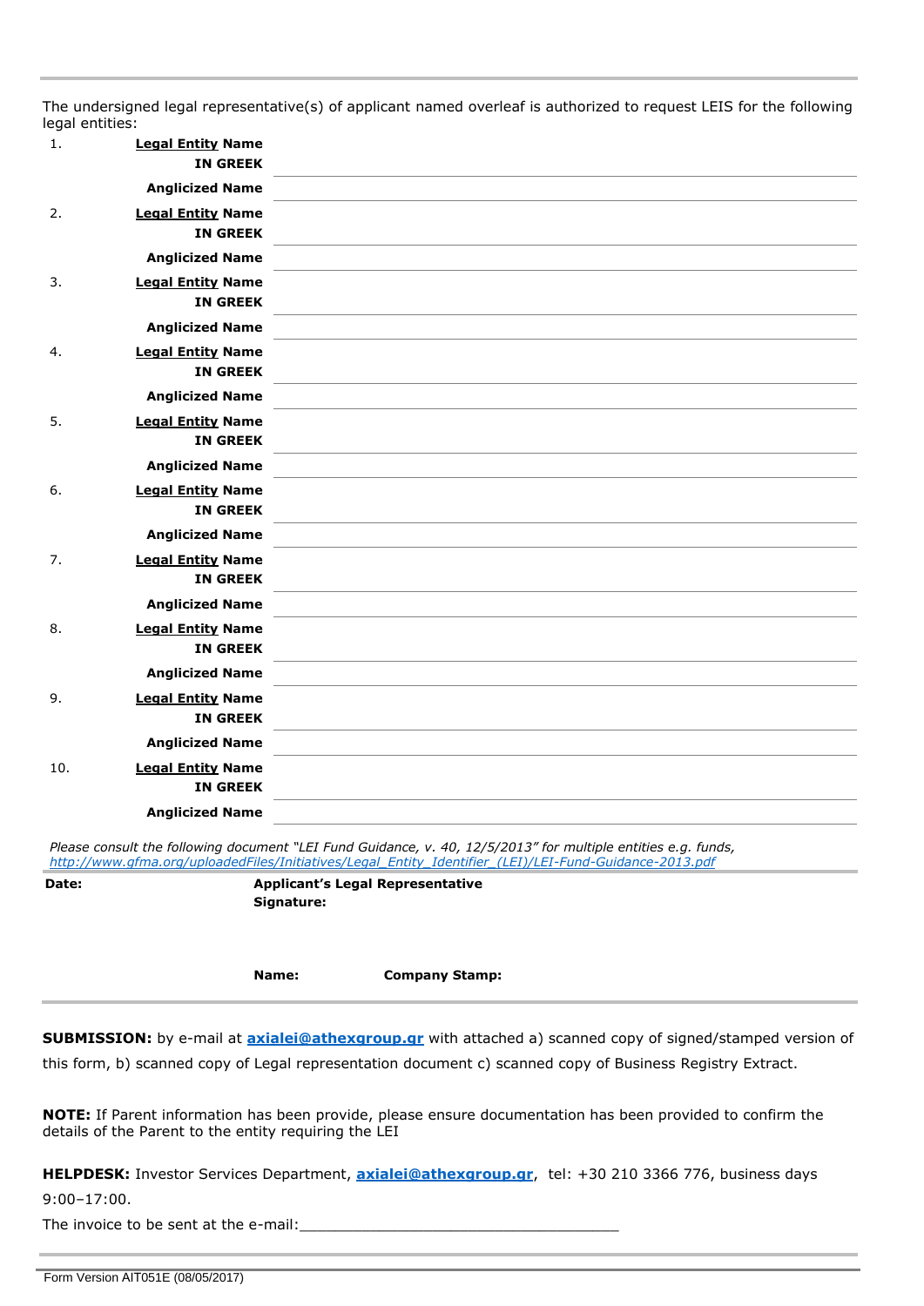The undersigned legal representative(s) of applicant named overleaf is authorized to request LEIS for the following legal entities:

| | | |
|---|---|---|
| 1. | **Legal Entity Name IN GREEK** | |
| | **Anglicized Name** | |
| 2. | **Legal Entity Name IN GREEK** | |
| | **Anglicized Name** | |
| 3. | **Legal Entity Name IN GREEK** | |
| | **Anglicized Name** | |
| 4. | **Legal Entity Name IN GREEK** | |
| | **Anglicized Name** | |
| 5. | **Legal Entity Name IN GREEK** | |
| | **Anglicized Name** | |
| 6. | **Legal Entity Name IN GREEK** | |
| | **Anglicized Name** | |
| 7. | **Legal Entity Name IN GREEK** | |
| | **Anglicized Name** | |
| 8. | **Legal Entity Name IN GREEK** | |
| | **Anglicized Name** | |
| 9. | **Legal Entity Name IN GREEK** | |
| | **Anglicized Name** | |
| 10. | **Legal Entity Name IN GREEK** | |
| | **Anglicized Name** | |

*Please consult the following document "LEI Fund Guidance, v. 40, 12/5/2013" for multiple entities e.g. funds, http://www.gfma.org/uploadedFiles/Initiatives/Legal_Entity_Identifier_(LEI)/LEI-Fund-Guidance-2013.pdf*

**Date:**

**Applicant's Legal Representative Signature:**

**Name:**

**Company Stamp:**

**SUBMISSION:** by e-mail at **axialei@athexgroup.gr** with attached a) scanned copy of signed/stamped version of this form, b) scanned copy of Legal representation document c) scanned copy of Business Registry Extract.

**NOTE:** If Parent information has been provide, please ensure documentation has been provided to confirm the details of the Parent to the entity requiring the LEI

**HELPDESK:** Investor Services Department, **axialei@athexgroup.gr**, tel: +30 210 3366 776, business days 9:00–17:00.

The invoice to be sent at the e-mail:___________________________________

Form Version AIT051E (08/05/2017)